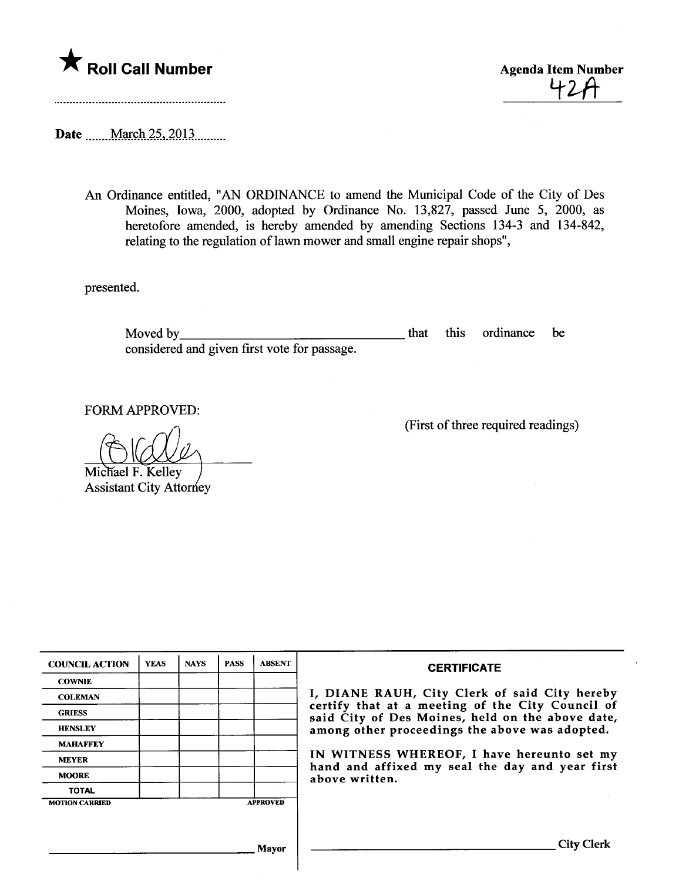★ **Roll Call Number**

**Agenda Item Number**

42A

---

**Date** March 25, 2013

An Ordinance entitled, "AN ORDINANCE to amend the Municipal Code of the City of Des Moines, Iowa, 2000, adopted by Ordinance No. 13,827, passed June 5, 2000, as heretofore amended, is hereby amended by amending Sections 134-3 and 134-842, relating to the regulation of lawn mower and small engine repair shops",

presented.

Moved by\_\_\_\_\_\_\_\_\_\_\_\_\_\_\_\_\_\_\_\_\_\_\_\_\_\_\_\_\_\_\_\_ that this ordinance be considered and given first vote for passage.

FORM APPROVED:

(First of three required readings)

Michael F. Kelley
Assistant City Attorney

| COUNCIL ACTION | YEAS | NAYS | PASS | ABSENT |
|---|---|---|---|---|
| COWNIE | | | | |
| COLEMAN | | | | |
| GRIESS | | | | |
| HENSLEY | | | | |
| MAHAFFEY | | | | |
| MEYER | | | | |
| MOORE | | | | |
| TOTAL | | | | |

MOTION CARRIED APPROVED

\_\_\_\_\_\_\_\_\_\_\_\_\_\_\_\_\_\_\_\_\_\_\_\_\_\_\_\_\_\_\_\_ Mayor

**CERTIFICATE**

I, DIANE RAUH, City Clerk of said City hereby certify that at a meeting of the City Council of said City of Des Moines, held on the above date, among other proceedings the above was adopted.

IN WITNESS WHEREOF, I have hereunto set my hand and affixed my seal the day and year first above written.

\_\_\_\_\_\_\_\_\_\_\_\_\_\_\_\_\_\_\_\_\_\_\_\_\_\_\_\_\_\_\_\_ City Clerk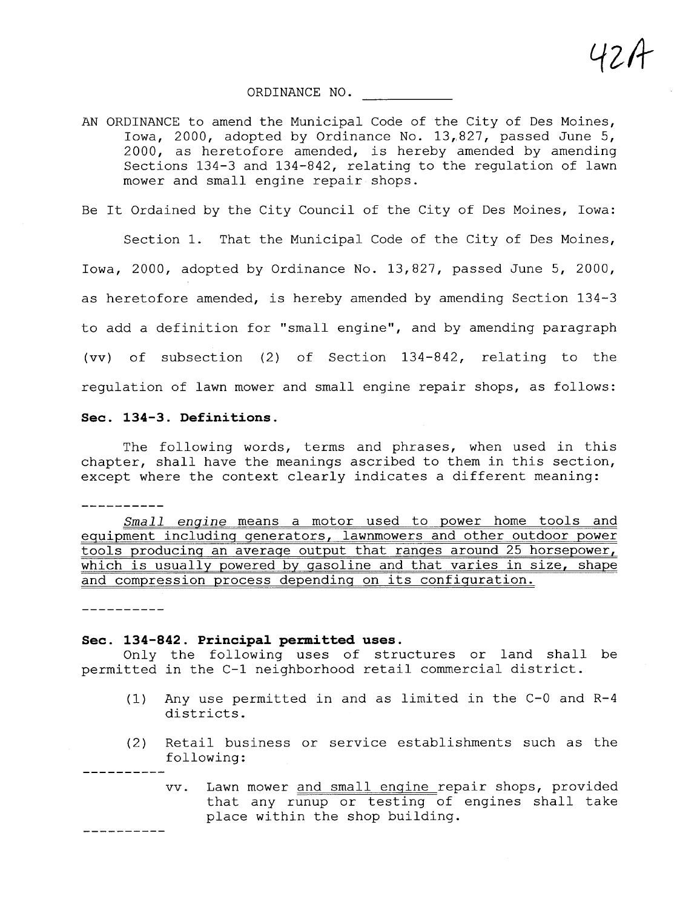42A

ORDINANCE NO. ___________

AN ORDINANCE to amend the Municipal Code of the City of Des Moines, Iowa, 2000, adopted by Ordinance No. 13,827, passed June 5, 2000, as heretofore amended, is hereby amended by amending Sections 134-3 and 134-842, relating to the regulation of lawn mower and small engine repair shops.

Be It Ordained by the City Council of the City of Des Moines, Iowa:

Section 1. That the Municipal Code of the City of Des Moines, Iowa, 2000, adopted by Ordinance No. 13,827, passed June 5, 2000, as heretofore amended, is hereby amended by amending Section 134-3 to add a definition for "small engine", and by amending paragraph (vv) of subsection (2) of Section 134-842, relating to the regulation of lawn mower and small engine repair shops, as follows:

**Sec. 134-3. Definitions.**

The following words, terms and phrases, when used in this chapter, shall have the meanings ascribed to them in this section, except where the context clearly indicates a different meaning:

----------

*Small engine* means a motor used to power home tools and equipment including generators, lawnmowers and other outdoor power tools producing an average output that ranges around 25 horsepower, which is usually powered by gasoline and that varies in size, shape and compression process depending on its configuration.

----------

**Sec. 134-842. Principal permitted uses.**

Only the following uses of structures or land shall be permitted in the C-1 neighborhood retail commercial district.

(1) Any use permitted in and as limited in the C-0 and R-4 districts.

(2) Retail business or service establishments such as the following:

----------

vv. Lawn mower and small engine repair shops, provided that any runup or testing of engines shall take place within the shop building.

----------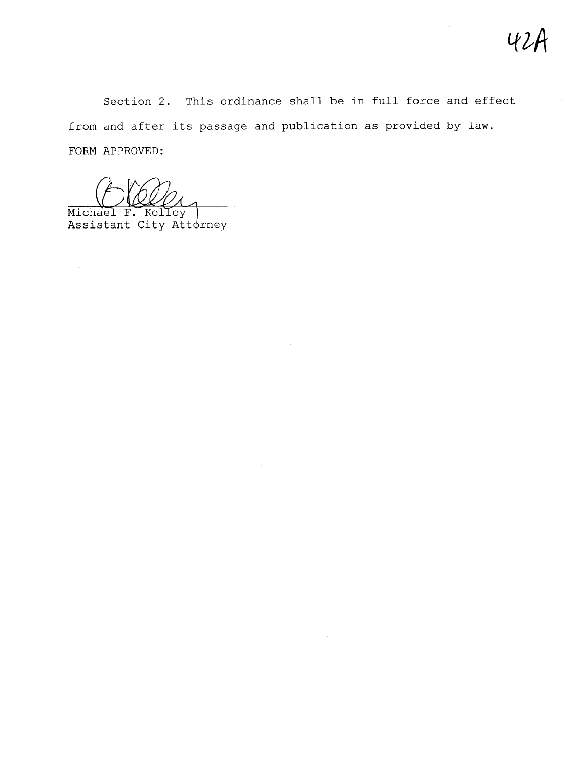42A

Section 2. This ordinance shall be in full force and effect from and after its passage and publication as provided by law.

FORM APPROVED:

Michael F. Kelley
Assistant City Attorney